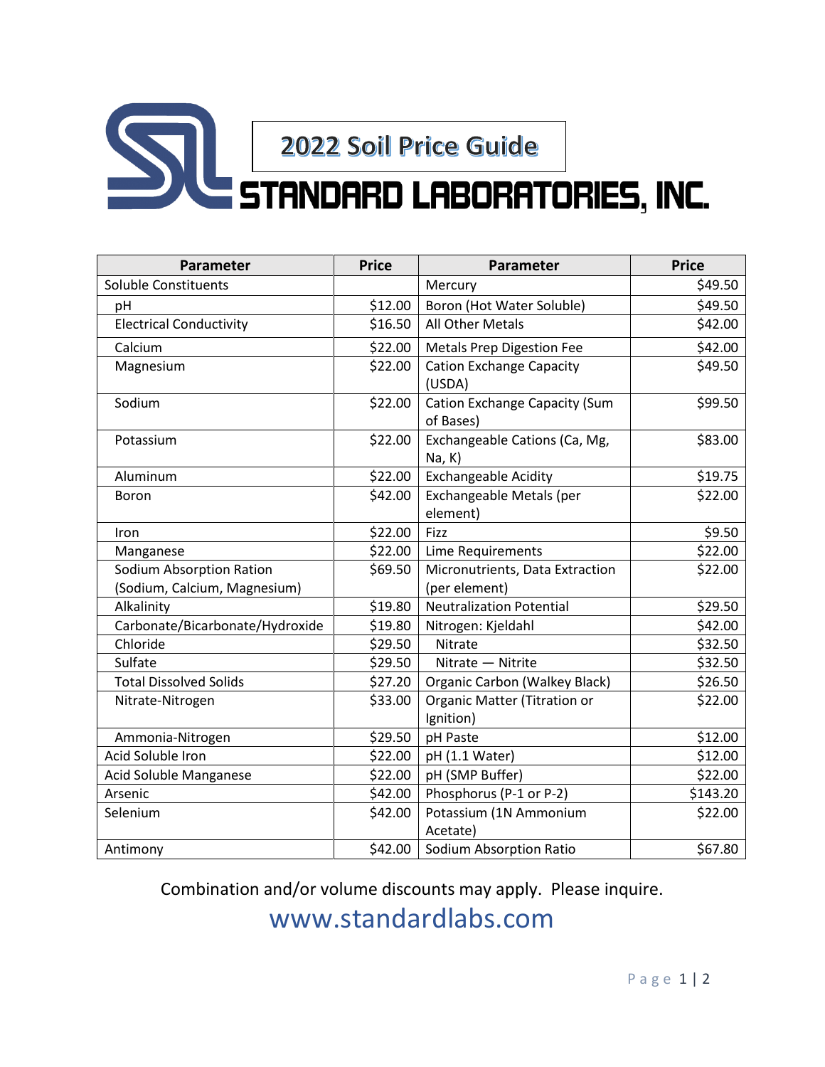# 2022 Soil Price Guide

## STANDARD LABORATORIES, INC.

| Parameter | Price | Parameter | Price |
|---|---|---|---|
| Soluble Constituents | | Mercury | $49.50 |
| pH | $12.00 | Boron (Hot Water Soluble) | $49.50 |
| Electrical Conductivity | $16.50 | All Other Metals | $42.00 |
| Calcium | $22.00 | Metals Prep Digestion Fee | $42.00 |
| Magnesium | $22.00 | Cation Exchange Capacity (USDA) | $49.50 |
| Sodium | $22.00 | Cation Exchange Capacity (Sum of Bases) | $99.50 |
| Potassium | $22.00 | Exchangeable Cations (Ca, Mg, Na, K) | $83.00 |
| Aluminum | $22.00 | Exchangeable Acidity | $19.75 |
| Boron | $42.00 | Exchangeable Metals (per element) | $22.00 |
| Iron | $22.00 | Fizz | $9.50 |
| Manganese | $22.00 | Lime Requirements | $22.00 |
| Sodium Absorption Ration (Sodium, Calcium, Magnesium) | $69.50 | Micronutrients, Data Extraction (per element) | $22.00 |
| Alkalinity | $19.80 | Neutralization Potential | $29.50 |
| Carbonate/Bicarbonate/Hydroxide | $19.80 | Nitrogen: Kjeldahl | $42.00 |
| Chloride | $29.50 | Nitrate | $32.50 |
| Sulfate | $29.50 | Nitrate — Nitrite | $32.50 |
| Total Dissolved Solids | $27.20 | Organic Carbon (Walkey Black) | $26.50 |
| Nitrate-Nitrogen | $33.00 | Organic Matter (Titration or Ignition) | $22.00 |
| Ammonia-Nitrogen | $29.50 | pH Paste | $12.00 |
| Acid Soluble Iron | $22.00 | pH (1.1 Water) | $12.00 |
| Acid Soluble Manganese | $22.00 | pH (SMP Buffer) | $22.00 |
| Arsenic | $42.00 | Phosphorus (P-1 or P-2) | $143.20 |
| Selenium | $42.00 | Potassium (1N Ammonium Acetate) | $22.00 |
| Antimony | $42.00 | Sodium Absorption Ratio | $67.80 |

Combination and/or volume discounts may apply. Please inquire.

www.standardlabs.com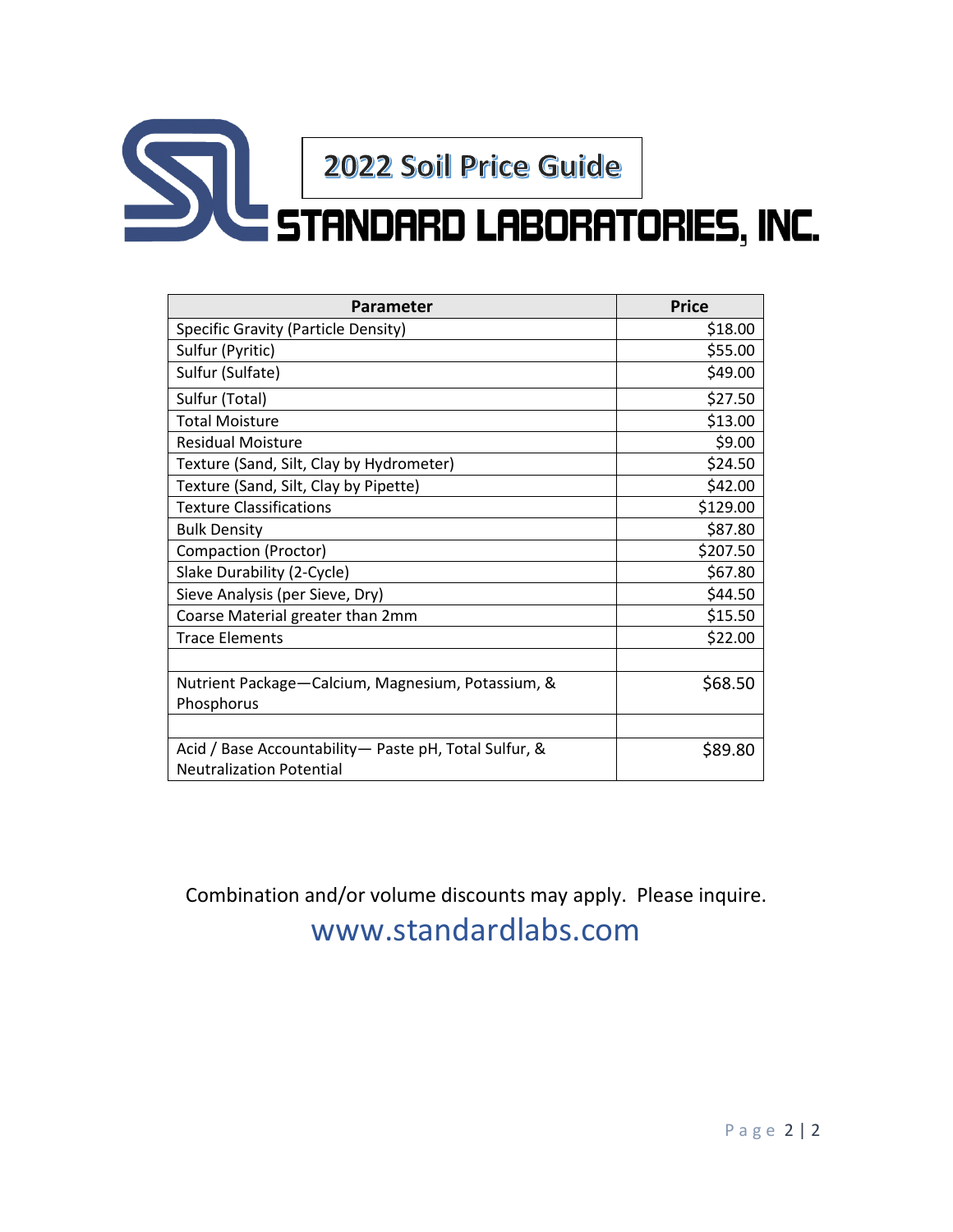# 2022 Soil Price Guide

## STANDARD LABORATORIES, INC.

| Parameter | Price |
| --- | --- |
| Specific Gravity (Particle Density) | $18.00 |
| Sulfur (Pyritic) | $55.00 |
| Sulfur (Sulfate) | $49.00 |
| Sulfur (Total) | $27.50 |
| Total Moisture | $13.00 |
| Residual Moisture | $9.00 |
| Texture (Sand, Silt, Clay by Hydrometer) | $24.50 |
| Texture (Sand, Silt, Clay by Pipette) | $42.00 |
| Texture Classifications | $129.00 |
| Bulk Density | $87.80 |
| Compaction (Proctor) | $207.50 |
| Slake Durability (2-Cycle) | $67.80 |
| Sieve Analysis (per Sieve, Dry) | $44.50 |
| Coarse Material greater than 2mm | $15.50 |
| Trace Elements | $22.00 |
| | |
| Nutrient Package—Calcium, Magnesium, Potassium, & Phosphorus | $68.50 |
| | |
| Acid / Base Accountability— Paste pH, Total Sulfur, & Neutralization Potential | $89.80 |

Combination and/or volume discounts may apply. Please inquire.

www.standardlabs.com